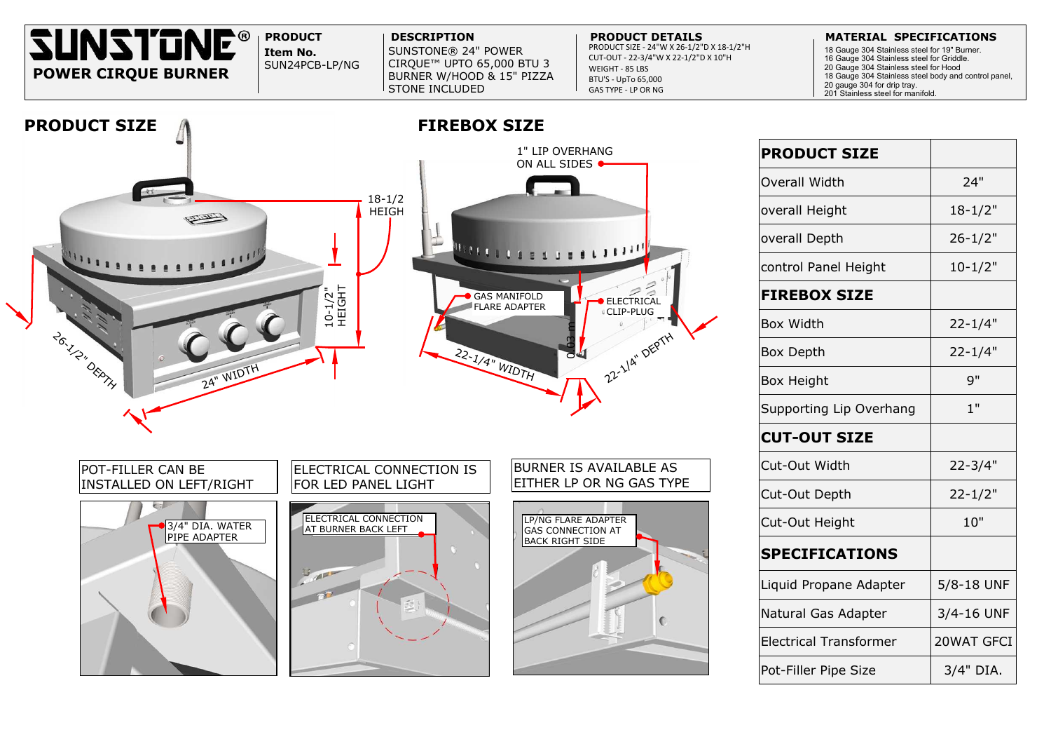# SUNSTONE®

## POWER CIRQUE BURNER

**PRODUCT**
**Item No.**
SUN24PCB-LP/NG

**DESCRIPTION**
SUNSTONE® 24" POWER CIRQUE™ UPTO 65,000 BTU 3 BURNER W/HOOD & 15" PIZZA STONE INCLUDED

**PRODUCT DETAILS**
PRODUCT SIZE - 24"W X 26-1/2"D X 18-1/2"H
CUT-OUT - 22-3/4"W X 22-1/2"D X 10"H
WEIGHT - 85 LBS
BTU'S - UpTo 65,000
GAS TYPE - LP OR NG

**MATERIAL SPECIFICATIONS**
18 Gauge 304 Stainless steel for 19" Burner.
16 Gauge 304 Stainless steel for Griddle.
20 Gauge 304 Stainless steel for Hood
18 Gauge 304 Stainless steel body and control panel,
20 gauge 304 for drip tray.
201 Stainless steel for manifold.

## PRODUCT SIZE

18-1/2 HEIGH
10-1/2" HEIGHT
26-1/2" DEPTH
24" WIDTH

## FIREBOX SIZE

1" LIP OVERHANG ON ALL SIDES
GAS MANIFOLD FLARE ADAPTER
ELECTRICAL CLIP-PLUG
22-1/4" WIDTH
22-1/4" DEPTH

| PRODUCT SIZE | |
|---|---|
| Overall Width | 24" |
| overall Height | 18-1/2" |
| overall Depth | 26-1/2" |
| control Panel Height | 10-1/2" |
| **FIREBOX SIZE** | |
| Box Width | 22-1/4" |
| Box Depth | 22-1/4" |
| Box Height | 9" |
| Supporting Lip Overhang | 1" |
| **CUT-OUT SIZE** | |
| Cut-Out Width | 22-3/4" |
| Cut-Out Depth | 22-1/2" |
| Cut-Out Height | 10" |
| **SPECIFICATIONS** | |
| Liquid Propane Adapter | 5/8-18 UNF |
| Natural Gas Adapter | 3/4-16 UNF |
| Electrical Transformer | 20WAT GFCI |
| Pot-Filler Pipe Size | 3/4" DIA. |

POT-FILLER CAN BE INSTALLED ON LEFT/RIGHT

3/4" DIA. WATER PIPE ADAPTER

ELECTRICAL CONNECTION IS FOR LED PANEL LIGHT

ELECTRICAL CONNECTION AT BURNER BACK LEFT

BURNER IS AVAILABLE AS EITHER LP OR NG GAS TYPE

LP/NG FLARE ADAPTER GAS CONNECTION AT BACK RIGHT SIDE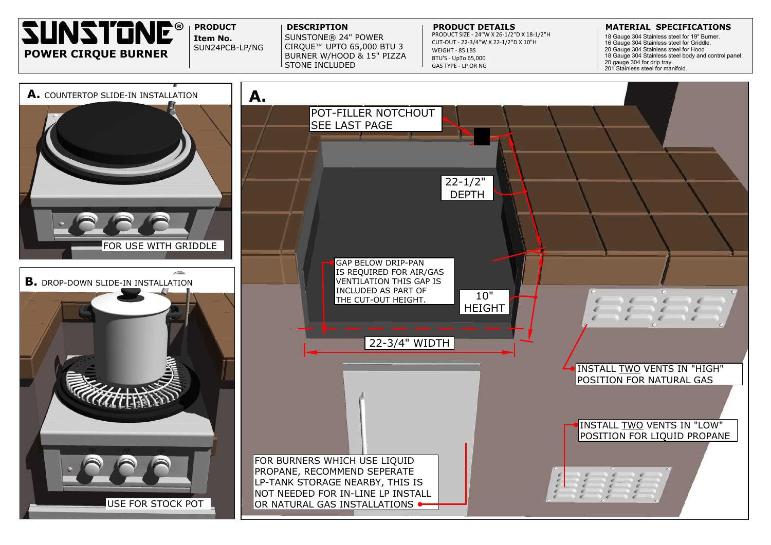# SUNSTONE®

## POWER CIRQUE BURNER

**PRODUCT**

**Item No.**
SUN24PCB-LP/NG

**DESCRIPTION**

SUNSTONE® 24" POWER CIRQUE™ UPTO 65,000 BTU 3 BURNER W/HOOD & 15" PIZZA STONE INCLUDED

**PRODUCT DETAILS**

PRODUCT SIZE - 24"W X 26-1/2"D X 18-1/2"H
CUT-OUT - 22-3/4"W X 22-1/2"D X 10"H
WEIGHT - 85 LBS
BTU'S - UpTo 65,000
GAS TYPE - LP OR NG

**MATERIAL SPECIFICATIONS**

18 Gauge 304 Stainless for 19" Burner.
16 Gauge 304 Stainless steel for Griddle.
20 Gauge 304 Stainless steel for Hood
18 Gauge 304 Stainless steel body and control panel,
20 gauge 304 for drip tray.
201 Stainless steel for manifold.

**A.** COUNTERTOP SLIDE-IN INSTALLATION

FOR USE WITH GRIDDLE

**B.** DROP-DOWN SLIDE-IN INSTALLATION

USE FOR STOCK POT

**A.**

POT-FILLER NOTCHOUT SEE LAST PAGE

22-1/2" DEPTH

10" HEIGHT

22-3/4" WIDTH

GAP BELOW DRIP-PAN IS REQUIRED FOR AIR/GAS VENTILATION THIS GAP IS INCLUDED AS PART OF THE CUT-OUT HEIGHT.

INSTALL TWO VENTS IN "HIGH" POSITION FOR NATURAL GAS

INSTALL TWO VENTS IN "LOW" POSITION FOR LIQUID PROPANE

FOR BURNERS WHICH USE LIQUID PROPANE, RECOMMEND SEPERATE LP-TANK STORAGE NEARBY, THIS IS NOT NEEDED FOR IN-LINE LP INSTALL OR NATURAL GAS INSTALLATIONS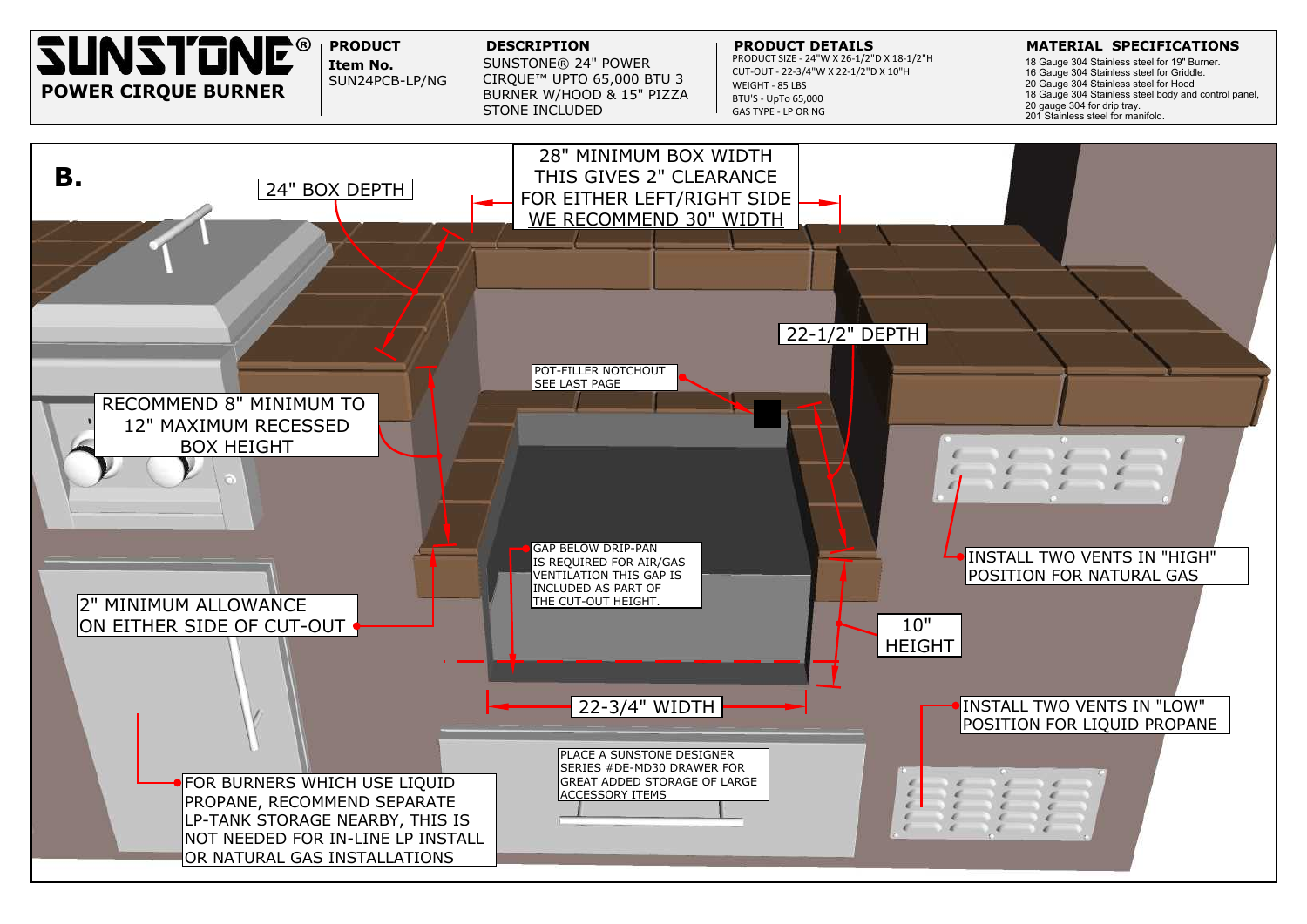# SUNSTONE®

## POWER CIRQUE BURNER

| PRODUCT | DESCRIPTION | PRODUCT DETAILS | MATERIAL SPECIFICATIONS |
|---|---|---|---|
| **Item No.** SUN24PCB-LP/NG | SUNSTONE® 24" POWER CIRQUE™ UPTO 65,000 BTU 3 BURNER W/HOOD & 15" PIZZA STONE INCLUDED | PRODUCT SIZE - 24"W X 26-1/2"D X 18-1/2"H<br>CUT-OUT - 22-3/4"W X 22-1/2"D X 10"H<br>WEIGHT - 85 LBS<br>BTU'S - UpTo 65,000<br>GAS TYPE - LP OR NG | 18 Gauge 304 Stainless steel for 19" Burner.<br>16 Gauge 304 Stainless steel for Griddle.<br>20 Gauge 304 Stainless steel for Hood<br>18 Gauge 304 Stainless steel body and control panel,<br>20 gauge 304 for drip tray.<br>201 Stainless steel for manifold. |

**B.**

24" BOX DEPTH

28" MINIMUM BOX WIDTH THIS GIVES 2" CLEARANCE FOR EITHER LEFT/RIGHT SIDE WE RECOMMEND 30" WIDTH

22-1/2" DEPTH

POT-FILLER NOTCHOUT SEE LAST PAGE

RECOMMEND 8" MINIMUM TO 12" MAXIMUM RECESSED BOX HEIGHT

GAP BELOW DRIP-PAN IS REQUIRED FOR AIR/GAS VENTILATION THIS GAP IS INCLUDED AS PART OF THE CUT-OUT HEIGHT.

INSTALL TWO VENTS IN "HIGH" POSITION FOR NATURAL GAS

2" MINIMUM ALLOWANCE ON EITHER SIDE OF CUT-OUT

10" HEIGHT

22-3/4" WIDTH

INSTALL TWO VENTS IN "LOW" POSITION FOR LIQUID PROPANE

PLACE A SUNSTONE DESIGNER SERIES #DE-MD30 DRAWER FOR GREAT ADDED STORAGE OF LARGE ACCESSORY ITEMS

FOR BURNERS WHICH USE LIQUID PROPANE, RECOMMEND SEPARATE LP-TANK STORAGE NEARBY, THIS IS NOT NEEDED FOR IN-LINE LP INSTALL OR NATURAL GAS INSTALLATIONS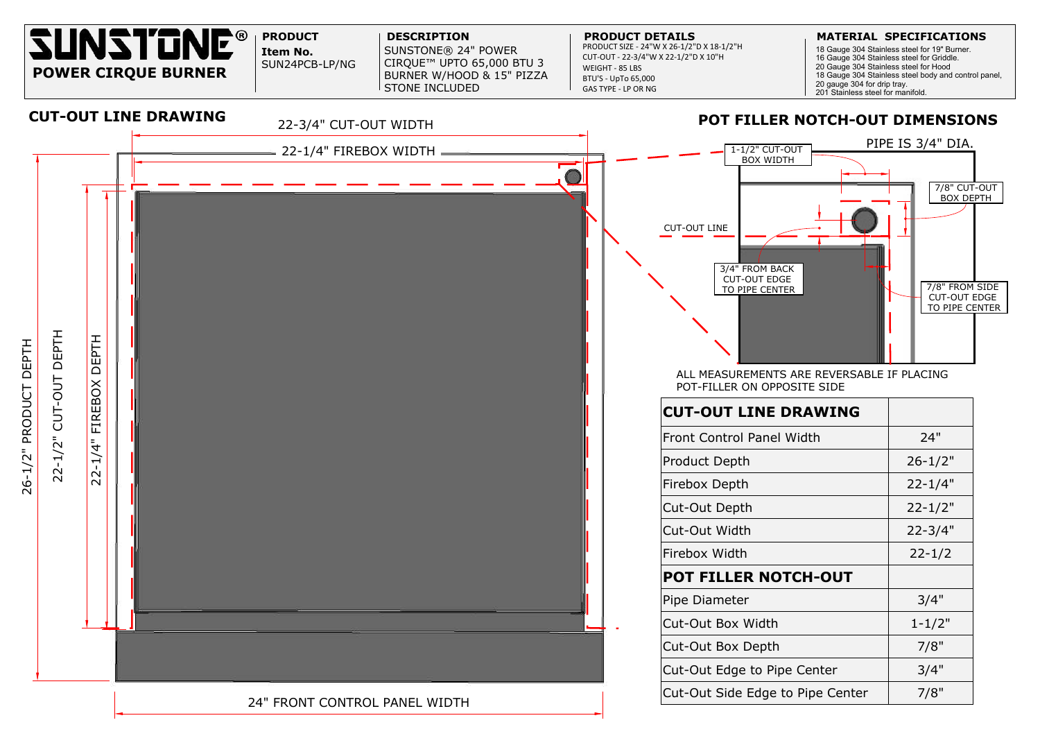# SUNSTONE®

**POWER CIRQUE BURNER**

**PRODUCT**

**Item No.**
SUN24PCB-LP/NG

**DESCRIPTION**

SUNSTONE® 24" POWER CIRQUE™ UPTO 65,000 BTU 3 BURNER W/HOOD & 15" PIZZA STONE INCLUDED

**PRODUCT DETAILS**

PRODUCT SIZE - 24"W X 26-1/2"D X 18-1/2"H
CUT-OUT - 22-3/4"W X 22-1/2"D X 10"H
WEIGHT - 85 LBS
BTU'S - UpTo 65,000
GAS TYPE - LP OR NG

**MATERIAL SPECIFICATIONS**

18 Gauge 304 Stainless steel for 19" Burner.
16 Gauge 304 Stainless steel for Griddle.
20 Gauge 304 Stainless steel for Hood
18 Gauge 304 Stainless steel body and control panel,
20 gauge 304 for drip tray.
201 Stainless steel for manifold.

## CUT-OUT LINE DRAWING

22-3/4" CUT-OUT WIDTH
22-1/4" FIREBOX WIDTH
26-1/2" PRODUCT DEPTH
22-1/2" CUT-OUT DEPTH
22-1/4" FIREBOX DEPTH
24" FRONT CONTROL PANEL WIDTH

## POT FILLER NOTCH-OUT DIMENSIONS

PIPE IS 3/4" DIA.
1-1/2" CUT-OUT BOX WIDTH
7/8" CUT-OUT BOX DEPTH
CUT-OUT LINE
3/4" FROM BACK CUT-OUT EDGE TO PIPE CENTER
7/8" FROM SIDE CUT-OUT EDGE TO PIPE CENTER

ALL MEASUREMENTS ARE REVERSABLE IF PLACING POT-FILLER ON OPPOSITE SIDE

| | |
|---|---|
| **CUT-OUT LINE DRAWING** | |
| Front Control Panel Width | 24" |
| Product Depth | 26-1/2" |
| Firebox Depth | 22-1/4" |
| Cut-Out Depth | 22-1/2" |
| Cut-Out Width | 22-3/4" |
| Firebox Width | 22-1/2 |
| **POT FILLER NOTCH-OUT** | |
| Pipe Diameter | 3/4" |
| Cut-Out Box Width | 1-1/2" |
| Cut-Out Box Depth | 7/8" |
| Cut-Out Edge to Pipe Center | 3/4" |
| Cut-Out Side Edge to Pipe Center | 7/8" |